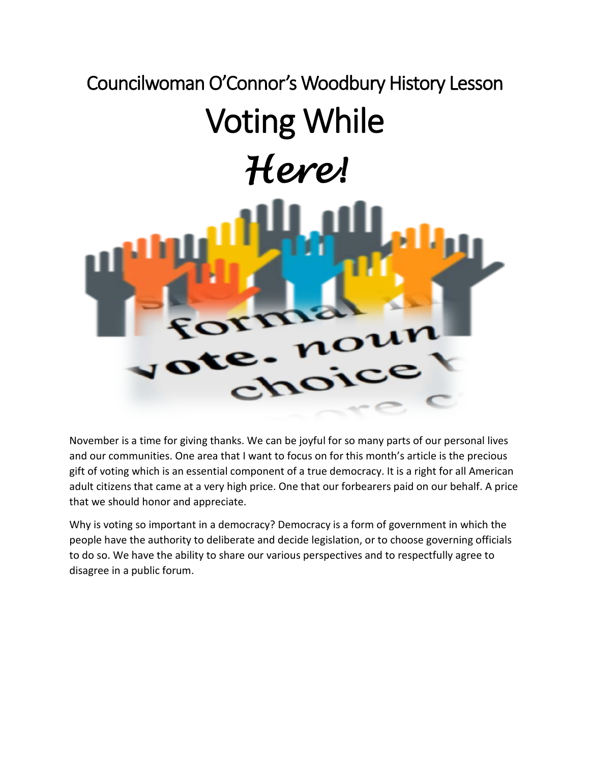Councilwoman O'Connor's Woodbury History Lesson

# Voting While *Here!*

November is a time for giving thanks. We can be joyful for so many parts of our personal lives and our communities. One area that I want to focus on for this month's article is the precious gift of voting which is an essential component of a true democracy. It is a right for all American adult citizens that came at a very high price. One that our forbearers paid on our behalf. A price that we should honor and appreciate.

Why is voting so important in a democracy? Democracy is a form of government in which the people have the authority to deliberate and decide legislation, or to choose governing officials to do so. We have the ability to share our various perspectives and to respectfully agree to disagree in a public forum.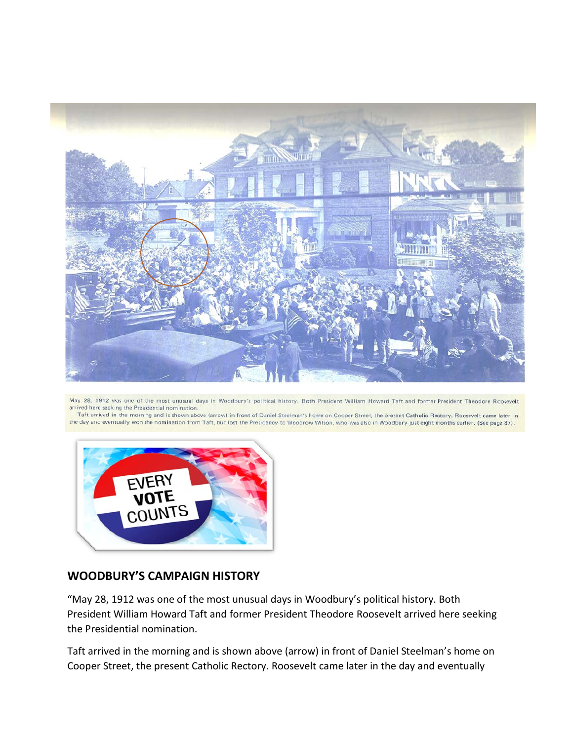May 28, 1912 was one of the most unusual days in Woodbury's political history. Both President William Howard Taft and former President Theodore Roosevelt arrived here seeking the Presidential nomination.

Taft arrived in the morning and is shown above (arrow) in front of Daniel Steelman's home on Cooper Street, the present Catholic Rectory. Roosevelt came later in the day and eventually won the nomination from Taft, but lost the Presidency to Woodrow Wilson, who was also in Woodbury just eight months earlier. (See page 87).

## WOODBURY'S CAMPAIGN HISTORY

"May 28, 1912 was one of the most unusual days in Woodbury's political history. Both President William Howard Taft and former President Theodore Roosevelt arrived here seeking the Presidential nomination.

Taft arrived in the morning and is shown above (arrow) in front of Daniel Steelman's home on Cooper Street, the present Catholic Rectory. Roosevelt came later in the day and eventually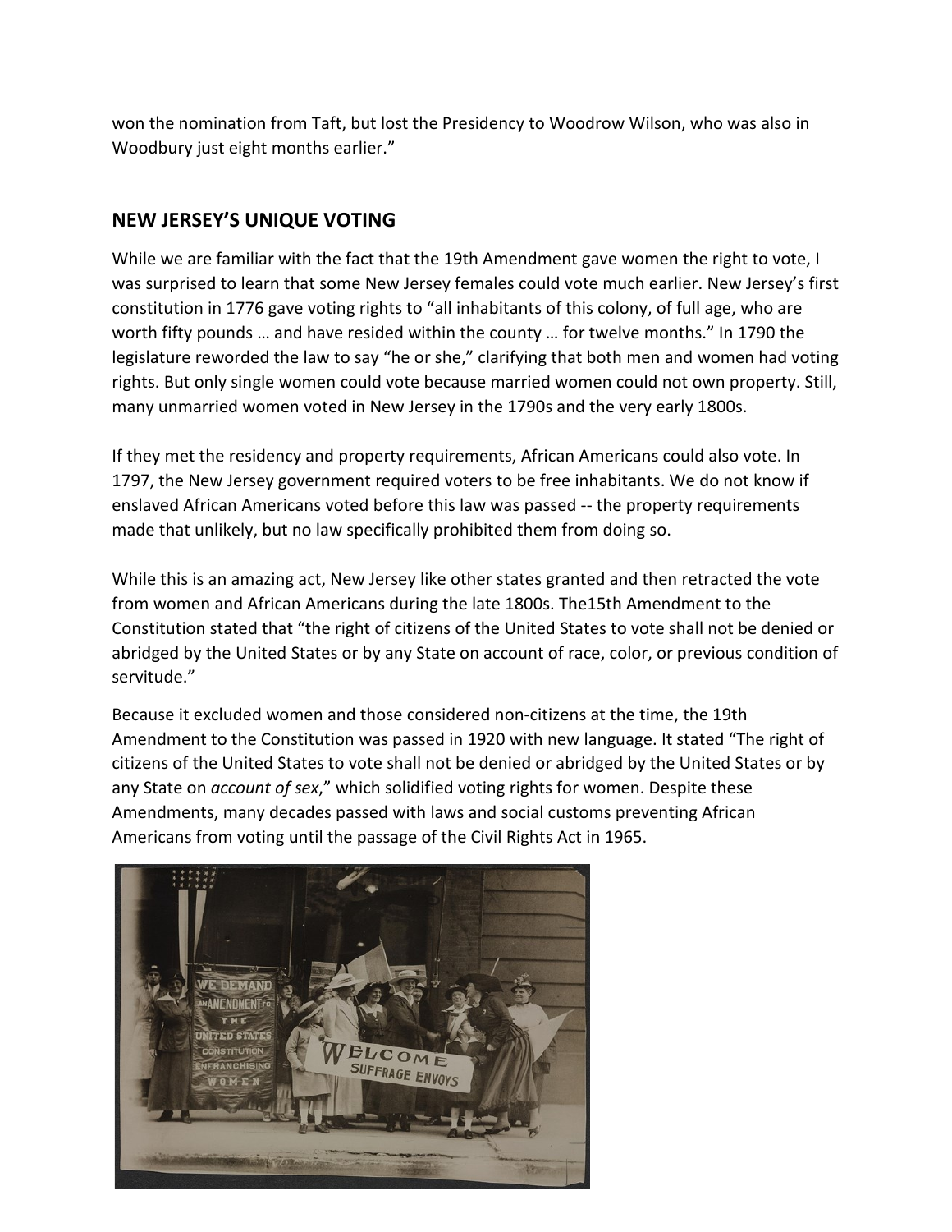won the nomination from Taft, but lost the Presidency to Woodrow Wilson, who was also in Woodbury just eight months earlier."

## NEW JERSEY'S UNIQUE VOTING

While we are familiar with the fact that the 19th Amendment gave women the right to vote, I was surprised to learn that some New Jersey females could vote much earlier. New Jersey's first constitution in 1776 gave voting rights to "all inhabitants of this colony, of full age, who are worth fifty pounds … and have resided within the county … for twelve months." In 1790 the legislature reworded the law to say "he or she," clarifying that both men and women had voting rights. But only single women could vote because married women could not own property. Still, many unmarried women voted in New Jersey in the 1790s and the very early 1800s.

If they met the residency and property requirements, African Americans could also vote. In 1797, the New Jersey government required voters to be free inhabitants. We do not know if enslaved African Americans voted before this law was passed -- the property requirements made that unlikely, but no law specifically prohibited them from doing so.

While this is an amazing act, New Jersey like other states granted and then retracted the vote from women and African Americans during the late 1800s. The15th Amendment to the Constitution stated that "the right of citizens of the United States to vote shall not be denied or abridged by the United States or by any State on account of race, color, or previous condition of servitude."

Because it excluded women and those considered non-citizens at the time, the 19th Amendment to the Constitution was passed in 1920 with new language. It stated "The right of citizens of the United States to vote shall not be denied or abridged by the United States or by any State on *account of sex*," which solidified voting rights for women. Despite these Amendments, many decades passed with laws and social customs preventing African Americans from voting until the passage of the Civil Rights Act in 1965.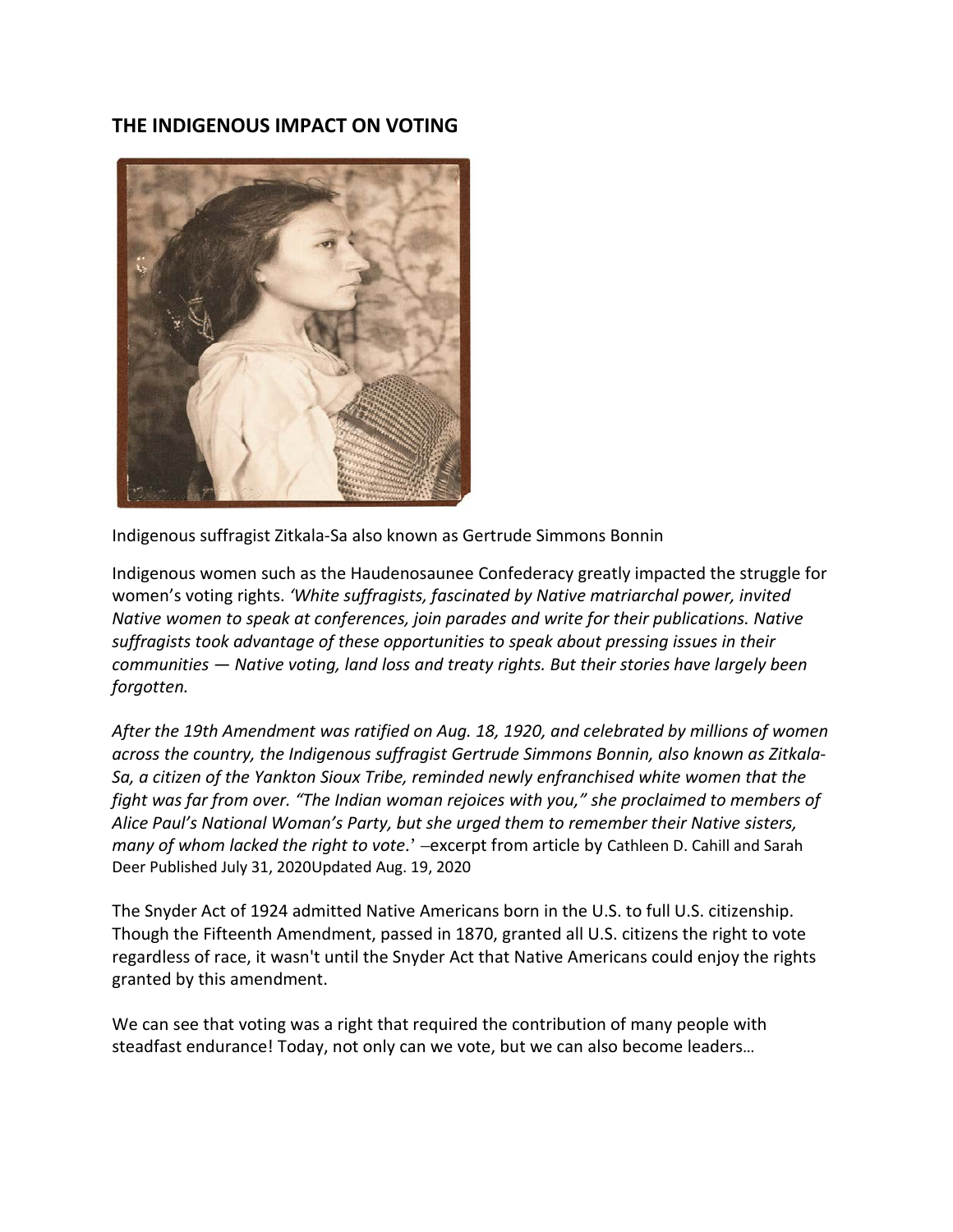## THE INDIGENOUS IMPACT ON VOTING

Indigenous suffragist Zitkala-Sa also known as Gertrude Simmons Bonnin

Indigenous women such as the Haudenosaunee Confederacy greatly impacted the struggle for women's voting rights. *'White suffragists, fascinated by Native matriarchal power, invited Native women to speak at conferences, join parades and write for their publications. Native suffragists took advantage of these opportunities to speak about pressing issues in their communities — Native voting, land loss and treaty rights. But their stories have largely been forgotten.*

*After the 19th Amendment was ratified on Aug. 18, 1920, and celebrated by millions of women across the country, the Indigenous suffragist Gertrude Simmons Bonnin, also known as Zitkala-Sa, a citizen of the Yankton Sioux Tribe, reminded newly enfranchised white women that the fight was far from over. "The Indian woman rejoices with you," she proclaimed to members of Alice Paul's National Woman's Party, but she urged them to remember their Native sisters, many of whom lacked the right to vote*.' –excerpt from article by Cathleen D. Cahill and Sarah Deer Published July 31, 2020Updated Aug. 19, 2020

The Snyder Act of 1924 admitted Native Americans born in the U.S. to full U.S. citizenship. Though the Fifteenth Amendment, passed in 1870, granted all U.S. citizens the right to vote regardless of race, it wasn't until the Snyder Act that Native Americans could enjoy the rights granted by this amendment.

We can see that voting was a right that required the contribution of many people with steadfast endurance! Today, not only can we vote, but we can also become leaders…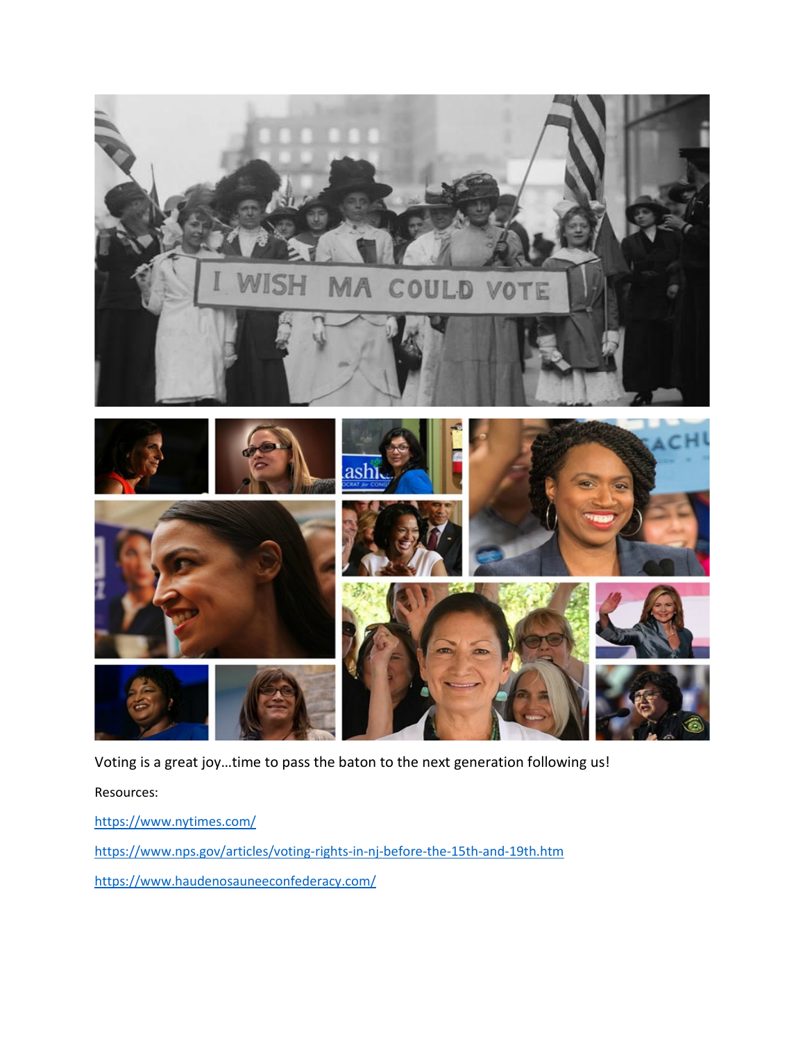Voting is a great joy…time to pass the baton to the next generation following us!

Resources:

https://www.nytimes.com/

https://www.nps.gov/articles/voting-rights-in-nj-before-the-15th-and-19th.htm

https://www.haudenosauneeconfederacy.com/